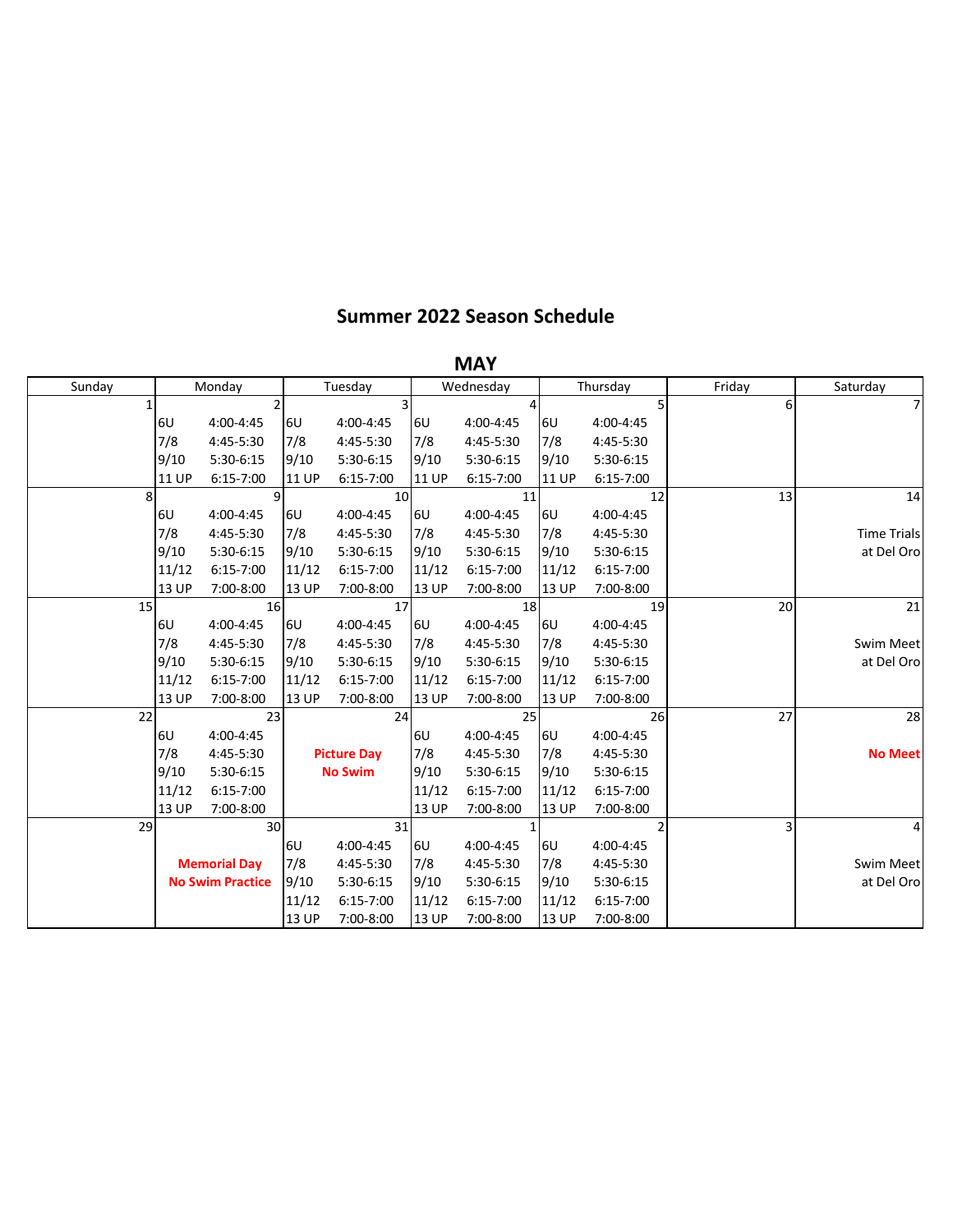# Summer 2022 Season Schedule

## MAY

| Sunday | Monday | Tuesday | Wednesday | Thursday | Friday | Saturday |
|---|---|---|---|---|---|---|
| 1 | 2<br>6U 4:00-4:45<br>7/8 4:45-5:30<br>9/10 5:30-6:15<br>11 UP 6:15-7:00 | 3<br>6U 4:00-4:45<br>7/8 4:45-5:30<br>9/10 5:30-6:15<br>11 UP 6:15-7:00 | 4<br>6U 4:00-4:45<br>7/8 4:45-5:30<br>9/10 5:30-6:15<br>11 UP 6:15-7:00 | 5<br>6U 4:00-4:45<br>7/8 4:45-5:30<br>9/10 5:30-6:15<br>11 UP 6:15-7:00 | 6 | 7 |
| 8 | 9<br>6U 4:00-4:45<br>7/8 4:45-5:30<br>9/10 5:30-6:15<br>11/12 6:15-7:00<br>13 UP 7:00-8:00 | 10<br>6U 4:00-4:45<br>7/8 4:45-5:30<br>9/10 5:30-6:15<br>11/12 6:15-7:00<br>13 UP 7:00-8:00 | 11<br>6U 4:00-4:45<br>7/8 4:45-5:30<br>9/10 5:30-6:15<br>11/12 6:15-7:00<br>13 UP 7:00-8:00 | 12<br>6U 4:00-4:45<br>7/8 4:45-5:30<br>9/10 5:30-6:15<br>11/12 6:15-7:00<br>13 UP 7:00-8:00 | 13 | 14<br>Time Trials at Del Oro |
| 15 | 16<br>6U 4:00-4:45<br>7/8 4:45-5:30<br>9/10 5:30-6:15<br>11/12 6:15-7:00<br>13 UP 7:00-8:00 | 17<br>6U 4:00-4:45<br>7/8 4:45-5:30<br>9/10 5:30-6:15<br>11/12 6:15-7:00<br>13 UP 7:00-8:00 | 18<br>6U 4:00-4:45<br>7/8 4:45-5:30<br>9/10 5:30-6:15<br>11/12 6:15-7:00<br>13 UP 7:00-8:00 | 19<br>6U 4:00-4:45<br>7/8 4:45-5:30<br>9/10 5:30-6:15<br>11/12 6:15-7:00<br>13 UP 7:00-8:00 | 20 | 21<br>Swim Meet at Del Oro |
| 22 | 23<br>6U 4:00-4:45<br>7/8 4:45-5:30<br>9/10 5:30-6:15<br>11/12 6:15-7:00<br>13 UP 7:00-8:00 | 24<br>**Picture Day**<br>**No Swim** | 25<br>6U 4:00-4:45<br>7/8 4:45-5:30<br>9/10 5:30-6:15<br>11/12 6:15-7:00<br>13 UP 7:00-8:00 | 26<br>6U 4:00-4:45<br>7/8 4:45-5:30<br>9/10 5:30-6:15<br>11/12 6:15-7:00<br>13 UP 7:00-8:00 | 27 | 28<br>**No Meet** |
| 29 | 30<br>**Memorial Day**<br>**No Swim Practice** | 31<br>6U 4:00-4:45<br>7/8 4:45-5:30<br>9/10 5:30-6:15<br>11/12 6:15-7:00<br>13 UP 7:00-8:00 | 1<br>6U 4:00-4:45<br>7/8 4:45-5:30<br>9/10 5:30-6:15<br>11/12 6:15-7:00<br>13 UP 7:00-8:00 | 2<br>6U 4:00-4:45<br>7/8 4:45-5:30<br>9/10 5:30-6:15<br>11/12 6:15-7:00<br>13 UP 7:00-8:00 | 3 | 4<br>Swim Meet at Del Oro |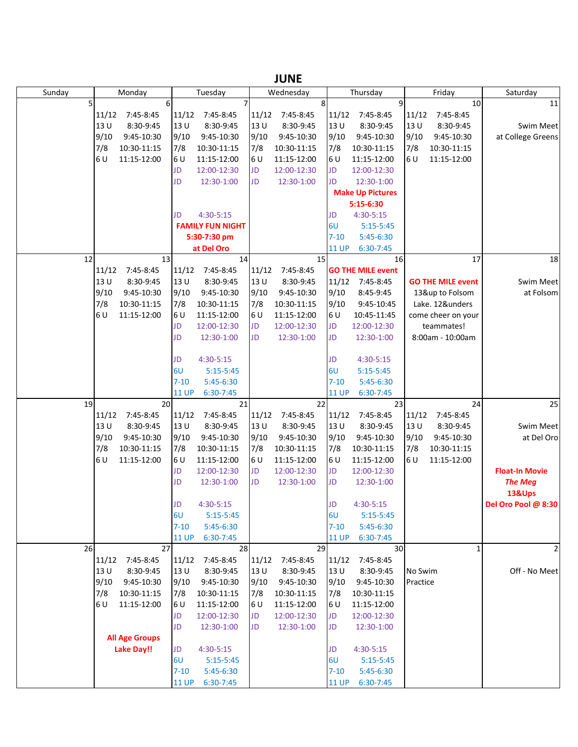# JUNE

| Sunday | Monday | Tuesday | Wednesday | Thursday | Friday | Saturday |
|---|---|---|---|---|---|---|
| 5 | 6<br>11/12 7:45-8:45<br>13 U 8:30-9:45<br>9/10 9:45-10:30<br>7/8 10:30-11:15<br>6 U 11:15-12:00 | 7<br>11/12 7:45-8:45<br>13 U 8:30-9:45<br>9/10 9:45-10:30<br>7/8 10:30-11:15<br>6 U 11:15-12:00<br>JD 12:00-12:30<br>JD 12:30-1:00<br><br>JD 4:30-5:15<br>**FAMILY FUN NIGHT**<br>**5:30-7:30 pm**<br>**at Del Oro** | 8<br>11/12 7:45-8:45<br>13 U 8:30-9:45<br>9/10 9:45-10:30<br>7/8 10:30-11:15<br>6 U 11:15-12:00<br>JD 12:00-12:30<br>JD 12:30-1:00 | 9<br>11/12 7:45-8:45<br>13 U 8:30-9:45<br>9/10 9:45-10:30<br>7/8 10:30-11:15<br>6 U 11:15-12:00<br>JD 12:00-12:30<br>JD 12:30-1:00<br>**Make Up Pictures**<br>**5:15-6:30**<br>JD 4:30-5:15<br>6U 5:15-5:45<br>7-10 5:45-6:30<br>11 UP 6:30-7:45 | 10<br>11/12 7:45-8:45<br>13 U 8:30-9:45<br>9/10 9:45-10:30<br>7/8 10:30-11:15<br>6 U 11:15-12:00 | 11<br>Swim Meet at College Greens |
| 12 | 13<br>11/12 7:45-8:45<br>13 U 8:30-9:45<br>9/10 9:45-10:30<br>7/8 10:30-11:15<br>6 U 11:15-12:00 | 14<br>11/12 7:45-8:45<br>13 U 8:30-9:45<br>9/10 9:45-10:30<br>7/8 10:30-11:15<br>6 U 11:15-12:00<br>JD 12:00-12:30<br>JD 12:30-1:00<br><br>JD 4:30-5:15<br>6U 5:15-5:45<br>7-10 5:45-6:30<br>11 UP 6:30-7:45 | 15<br>11/12 7:45-8:45<br>13 U 8:30-9:45<br>9/10 9:45-10:30<br>7/8 10:30-11:15<br>6 U 11:15-12:00<br>JD 12:00-12:30<br>JD 12:30-1:00 | 16<br>**GO THE MILE event**<br>11/12 7:45-8:45<br>9/10 8:45-9:45<br>9/10 9:45-10:45<br>6 U 10:45-11:45<br>JD 12:00-12:30<br>JD 12:30-1:00<br><br>JD 4:30-5:15<br>6U 5:15-5:45<br>7-10 5:45-6:30<br>11 UP 6:30-7:45 | 17<br>**GO THE MILE event**<br>13&up to Folsom Lake. 12&unders come cheer on your teammates!<br>8:00am - 10:00am | 18<br>Swim Meet at Folsom |
| 19 | 20<br>11/12 7:45-8:45<br>13 U 8:30-9:45<br>9/10 9:45-10:30<br>7/8 10:30-11:15<br>6 U 11:15-12:00 | 21<br>11/12 7:45-8:45<br>13 U 8:30-9:45<br>9/10 9:45-10:30<br>7/8 10:30-11:15<br>6 U 11:15-12:00<br>JD 12:00-12:30<br>JD 12:30-1:00<br><br>JD 4:30-5:15<br>6U 5:15-5:45<br>7-10 5:45-6:30<br>11 UP 6:30-7:45 | 22<br>11/12 7:45-8:45<br>13 U 8:30-9:45<br>9/10 9:45-10:30<br>7/8 10:30-11:15<br>6 U 11:15-12:00<br>JD 12:00-12:30<br>JD 12:30-1:00 | 23<br>11/12 7:45-8:45<br>13 U 8:30-9:45<br>9/10 9:45-10:30<br>7/8 10:30-11:15<br>6 U 11:15-12:00<br>JD 12:00-12:30<br>JD 12:30-1:00<br><br>JD 4:30-5:15<br>6U 5:15-5:45<br>7-10 5:45-6:30<br>11 UP 6:30-7:45 | 24<br>11/12 7:45-8:45<br>13 U 8:30-9:45<br>9/10 9:45-10:30<br>7/8 10:30-11:15<br>6 U 11:15-12:00 | 25<br>Swim Meet at Del Oro<br><br>**Float-In Movie**<br>***The Meg***<br>**13&Ups**<br>**Del Oro Pool @ 8:30** |
| 26 | 27<br>11/12 7:45-8:45<br>13 U 8:30-9:45<br>9/10 9:45-10:30<br>7/8 10:30-11:15<br>6 U 11:15-12:00<br><br>**All Age Groups Lake Day!!** | 28<br>11/12 7:45-8:45<br>13 U 8:30-9:45<br>9/10 9:45-10:30<br>7/8 10:30-11:15<br>6 U 11:15-12:00<br>JD 12:00-12:30<br>JD 12:30-1:00<br><br>JD 4:30-5:15<br>6U 5:15-5:45<br>7-10 5:45-6:30<br>11 UP 6:30-7:45 | 29<br>11/12 7:45-8:45<br>13 U 8:30-9:45<br>9/10 9:45-10:30<br>7/8 10:30-11:15<br>6 U 11:15-12:00<br>JD 12:00-12:30<br>JD 12:30-1:00 | 30<br>11/12 7:45-8:45<br>13 U 8:30-9:45<br>9/10 9:45-10:30<br>7/8 10:30-11:15<br>6 U 11:15-12:00<br>JD 12:00-12:30<br>JD 12:30-1:00<br><br>JD 4:30-5:15<br>6U 5:15-5:45<br>7-10 5:45-6:30<br>11 UP 6:30-7:45 | 1<br>No Swim Practice | 2<br>Off - No Meet |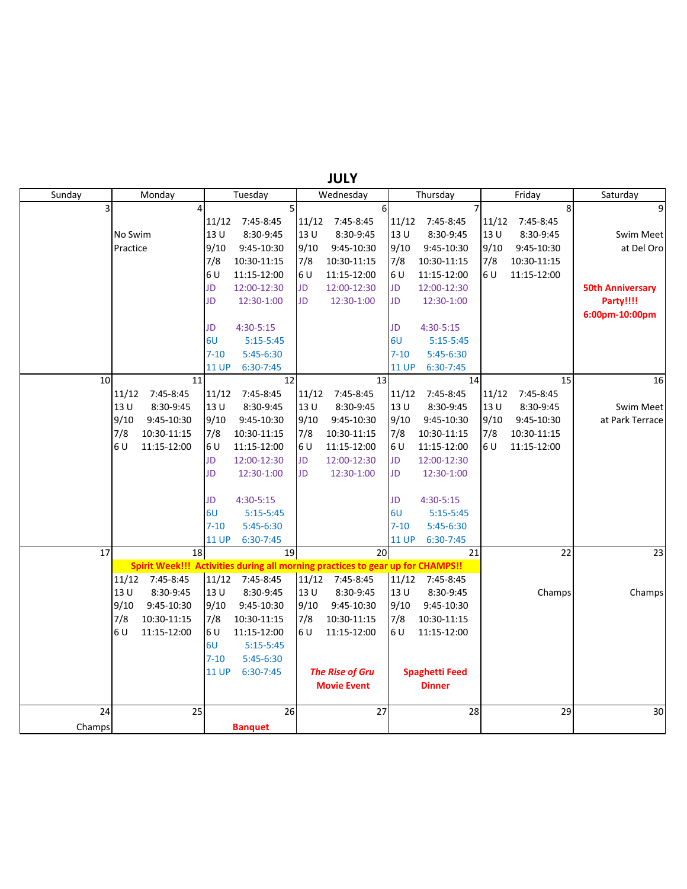# JULY

| Sunday | Monday | Tuesday | Wednesday | Thursday | Friday | Saturday |
|---|---|---|---|---|---|---|
| 3 | 4<br>No Swim Practice | 5<br>11/12 7:45-8:45<br>13 U 8:30-9:45<br>9/10 9:45-10:30<br>7/8 10:30-11:15<br>6 U 11:15-12:00<br>JD 12:00-12:30<br>JD 12:30-1:00<br><br>JD 4:30-5:15<br>6U 5:15-5:45<br>7-10 5:45-6:30<br>11 UP 6:30-7:45 | 6<br>11/12 7:45-8:45<br>13 U 8:30-9:45<br>9/10 9:45-10:30<br>7/8 10:30-11:15<br>6 U 11:15-12:00<br>JD 12:00-12:30<br>JD 12:30-1:00 | 7<br>11/12 7:45-8:45<br>13 U 8:30-9:45<br>9/10 9:45-10:30<br>7/8 10:30-11:15<br>6 U 11:15-12:00<br>JD 12:00-12:30<br>JD 12:30-1:00<br><br>JD 4:30-5:15<br>6U 5:15-5:45<br>7-10 5:45-6:30<br>11 UP 6:30-7:45 | 8<br>11/12 7:45-8:45<br>13 U 8:30-9:45<br>9/10 9:45-10:30<br>7/8 10:30-11:15<br>6 U 11:15-12:00 | 9<br>Swim Meet at Del Oro<br><br>**50th Anniversary Party!!!!**<br>**6:00pm-10:00pm** |
| 10 | 11<br>11/12 7:45-8:45<br>13 U 8:30-9:45<br>9/10 9:45-10:30<br>7/8 10:30-11:15<br>6 U 11:15-12:00 | 12<br>11/12 7:45-8:45<br>13 U 8:30-9:45<br>9/10 9:45-10:30<br>7/8 10:30-11:15<br>6 U 11:15-12:00<br>JD 12:00-12:30<br>JD 12:30-1:00<br><br>JD 4:30-5:15<br>6U 5:15-5:45<br>7-10 5:45-6:30<br>11 UP 6:30-7:45 | 13<br>11/12 7:45-8:45<br>13 U 8:30-9:45<br>9/10 9:45-10:30<br>7/8 10:30-11:15<br>6 U 11:15-12:00<br>JD 12:00-12:30<br>JD 12:30-1:00 | 14<br>11/12 7:45-8:45<br>13 U 8:30-9:45<br>9/10 9:45-10:30<br>7/8 10:30-11:15<br>6 U 11:15-12:00<br>JD 12:00-12:30<br>JD 12:30-1:00<br><br>JD 4:30-5:15<br>6U 5:15-5:45<br>7-10 5:45-6:30<br>11 UP 6:30-7:45 | 15<br>11/12 7:45-8:45<br>13 U 8:30-9:45<br>9/10 9:45-10:30<br>7/8 10:30-11:15<br>6 U 11:15-12:00 | 16<br>Swim Meet at Park Terrace |
| 17 | 18<br>**Spirit Week!!! Activities during all morning practices to gear up for CHAMPS!!**<br>11/12 7:45-8:45<br>13 U 8:30-9:45<br>9/10 9:45-10:30<br>7/8 10:30-11:15<br>6 U 11:15-12:00 | 19<br>11/12 7:45-8:45<br>13 U 8:30-9:45<br>9/10 9:45-10:30<br>7/8 10:30-11:15<br>6 U 11:15-12:00<br>6U 5:15-5:45<br>7-10 5:45-6:30<br>11 UP 6:30-7:45 | 20<br>11/12 7:45-8:45<br>13 U 8:30-9:45<br>9/10 9:45-10:30<br>7/8 10:30-11:15<br>6 U 11:15-12:00<br><br>***The Rise of Gru* Movie Event** | 21<br>11/12 7:45-8:45<br>13 U 8:30-9:45<br>9/10 9:45-10:30<br>7/8 10:30-11:15<br>6 U 11:15-12:00<br><br>**Spaghetti Feed Dinner** | 22<br>Champs | 23<br>Champs |
| 24<br>Champs | 25 | 26<br>**Banquet** | 27 | 28 | 29 | 30 |